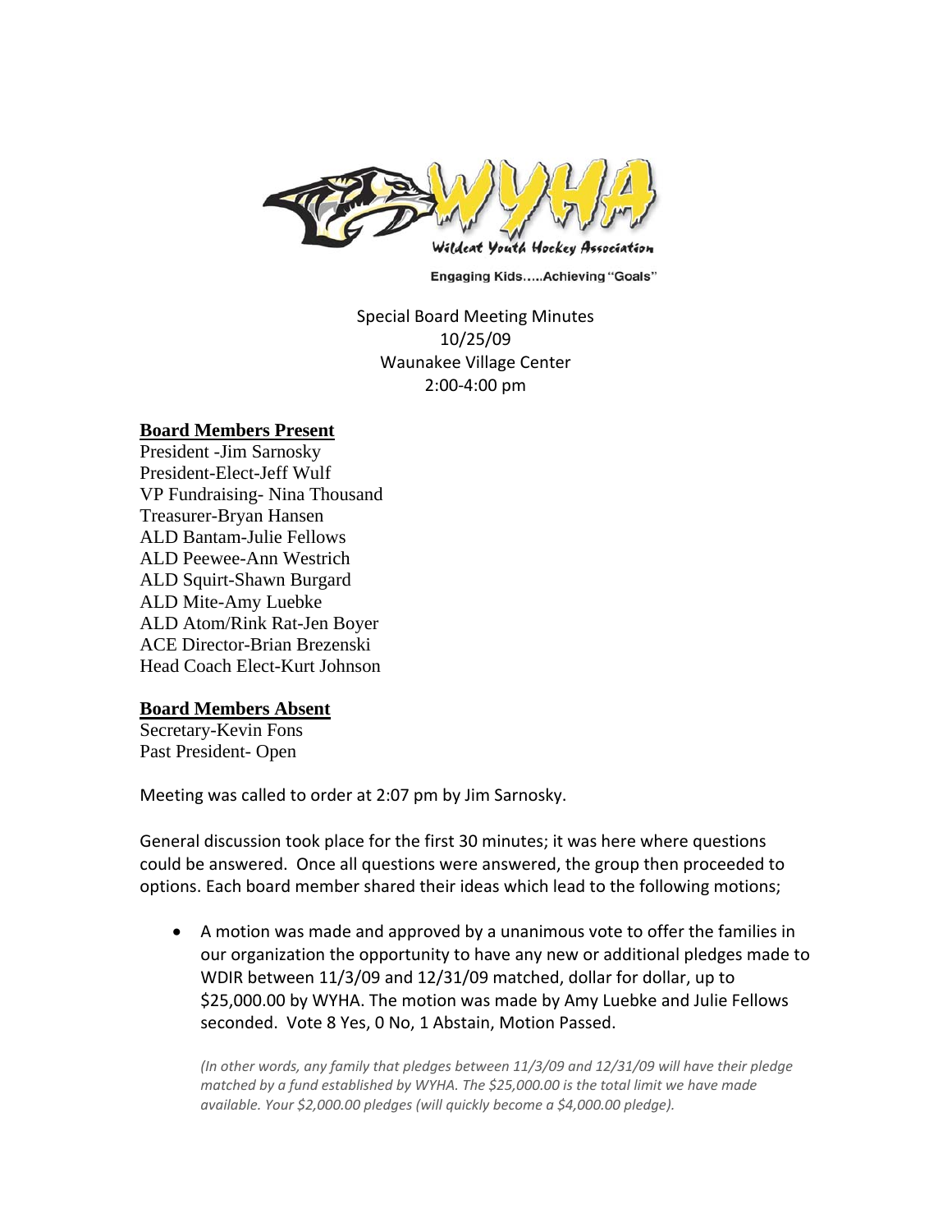Wildcat Youth Hockey Association

Engaging Kids.....Achieving "Goals"

Special Board Meeting Minutes
10/25/09
Waunakee Village Center
2:00-4:00 pm

**Board Members Present**

President -Jim Sarnosky
President-Elect-Jeff Wulf
VP Fundraising- Nina Thousand
Treasurer-Bryan Hansen
ALD Bantam-Julie Fellows
ALD Peewee-Ann Westrich
ALD Squirt-Shawn Burgard
ALD Mite-Amy Luebke
ALD Atom/Rink Rat-Jen Boyer
ACE Director-Brian Brezenski
Head Coach Elect-Kurt Johnson

**Board Members Absent**

Secretary-Kevin Fons
Past President- Open

Meeting was called to order at 2:07 pm by Jim Sarnosky.

General discussion took place for the first 30 minutes; it was here where questions could be answered. Once all questions were answered, the group then proceeded to options. Each board member shared their ideas which lead to the following motions;

- A motion was made and approved by a unanimous vote to offer the families in our organization the opportunity to have any new or additional pledges made to WDIR between 11/3/09 and 12/31/09 matched, dollar for dollar, up to $25,000.00 by WYHA. The motion was made by Amy Luebke and Julie Fellows seconded. Vote 8 Yes, 0 No, 1 Abstain, Motion Passed.

  *(In other words, any family that pledges between 11/3/09 and 12/31/09 will have their pledge matched by a fund established by WYHA. The $25,000.00 is the total limit we have made available. Your $2,000.00 pledges (will quickly become a $4,000.00 pledge).*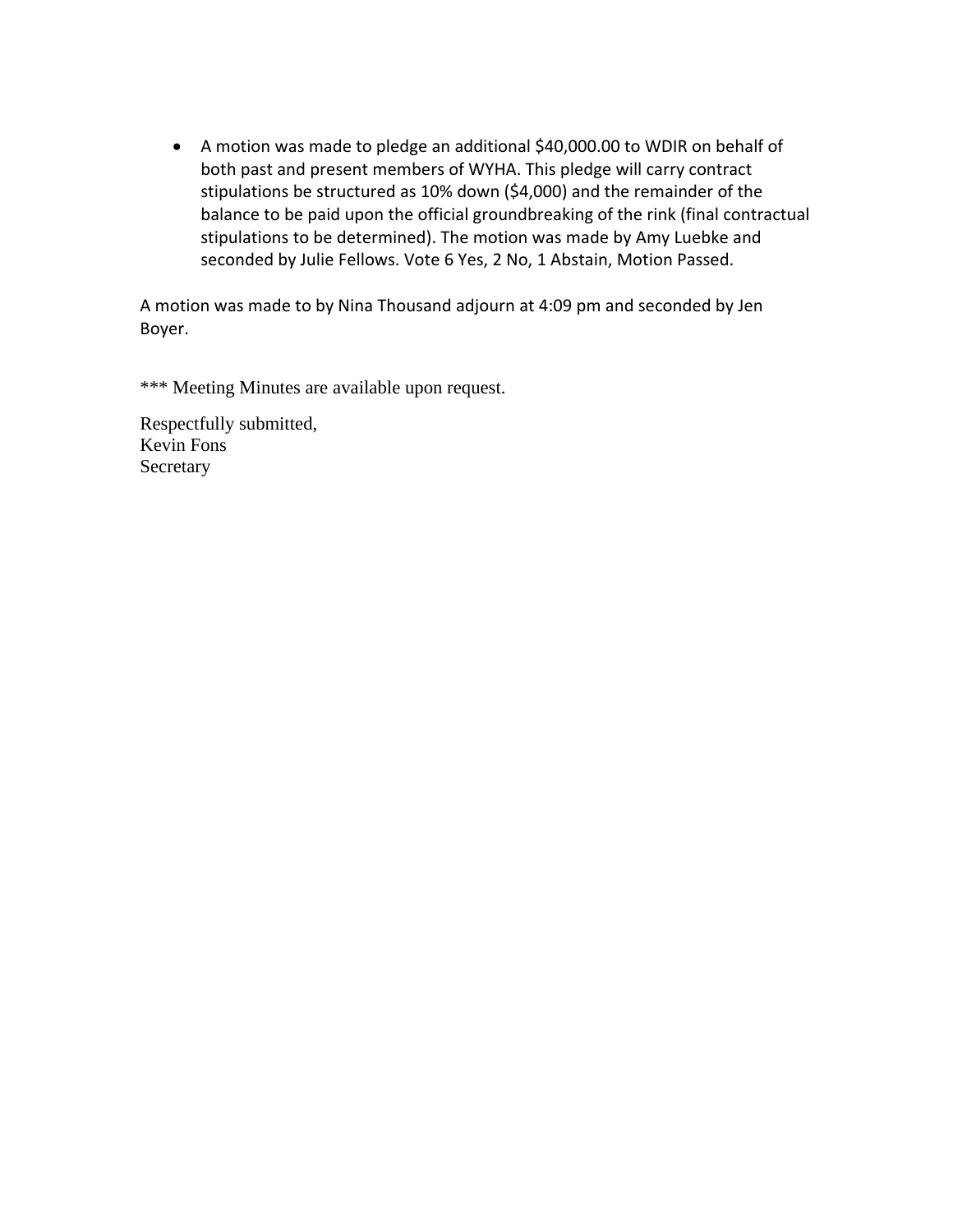- A motion was made to pledge an additional $40,000.00 to WDIR on behalf of both past and present members of WYHA. This pledge will carry contract stipulations be structured as 10% down ($4,000) and the remainder of the balance to be paid upon the official groundbreaking of the rink (final contractual stipulations to be determined). The motion was made by Amy Luebke and seconded by Julie Fellows. Vote 6 Yes, 2 No, 1 Abstain, Motion Passed.

A motion was made to by Nina Thousand adjourn at 4:09 pm and seconded by Jen Boyer.

*** Meeting Minutes are available upon request.

Respectfully submitted,
Kevin Fons
Secretary